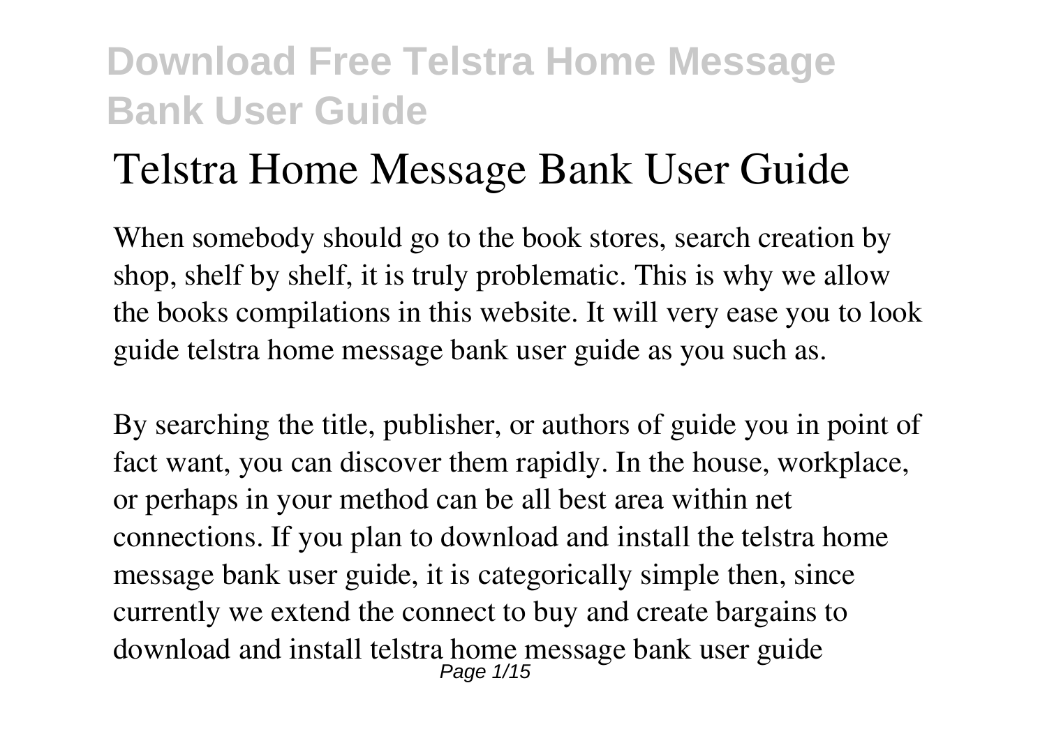# Telstra Home Message Bank User Guide

When somebody should go to the book stores, search creation by shop, shelf by shelf, it is truly problematic. This is why we allow the books compilations in this website. It will very ease you to look guide telstra home message bank user guide as you such as.

By searching the title, publisher, or authors of guide you in point of fact want, you can discover them rapidly. In the house, workplace, or perhaps in your method can be all best area within net connections. If you plan to download and install the telstra home message bank user guide, it is categorically simple then, since currently we extend the connect to buy and create bargains to download and install telstra home message bank user guide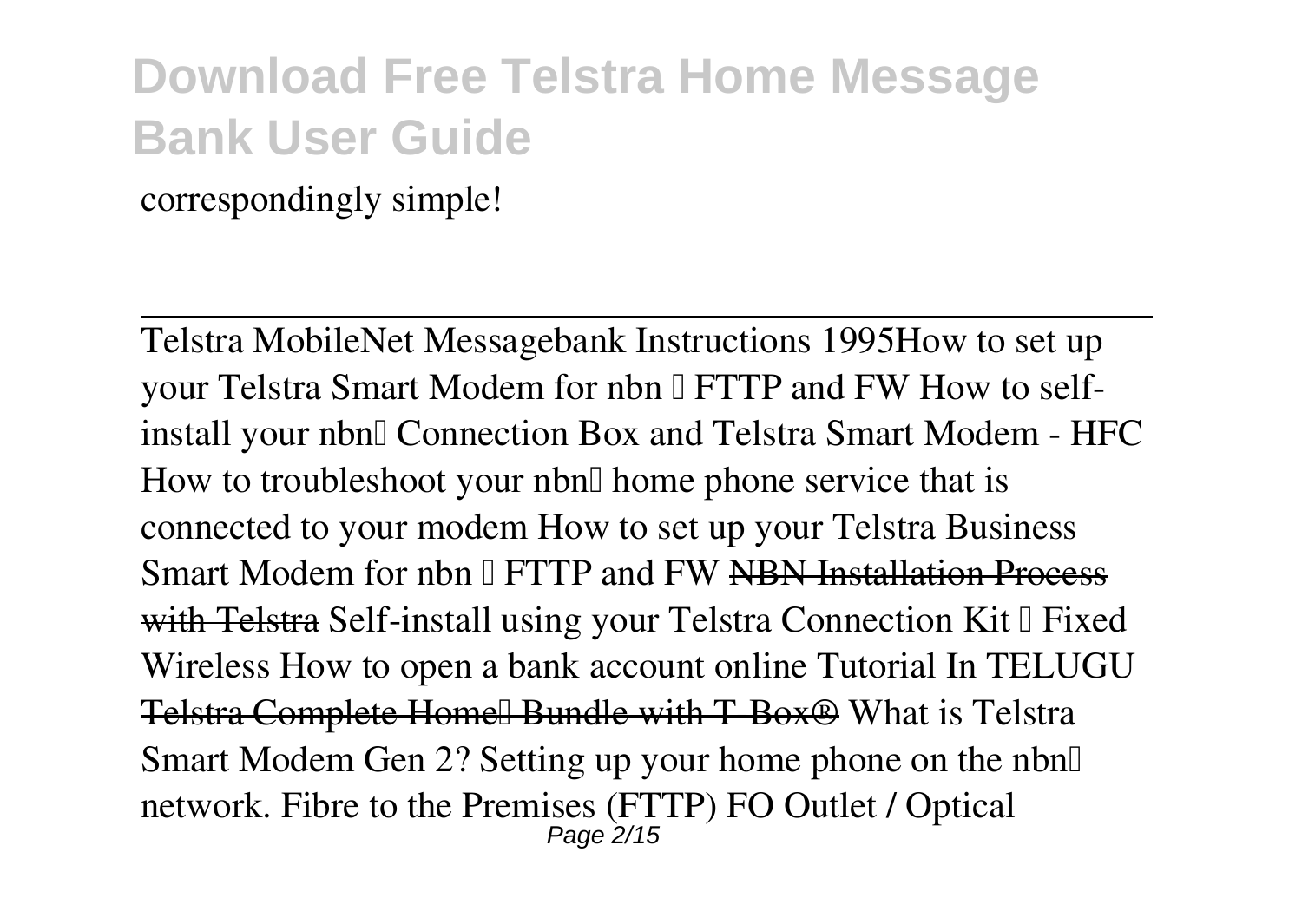correspondingly simple!

---

Telstra MobileNet Messagebank Instructions 1995How to set up your Telstra Smart Modem for nbn – FTTP and FW How to self-install your nbn™ Connection Box and Telstra Smart Modem - HFC How to troubleshoot your nbn™ home phone service that is connected to your modem How to set up your Telstra Business Smart Modem for nbn – FTTP and FW ~~NBN Installation Process with Telstra~~ Self-install using your Telstra Connection Kit – Fixed Wireless How to open a bank account online Tutorial In TELUGU ~~Telstra Complete Home™ Bundle with T-Box®~~ What is Telstra Smart Modem Gen 2? Setting up your home phone on the nbn™ network. Fibre to the Premises (FTTP) FO Outlet / Optical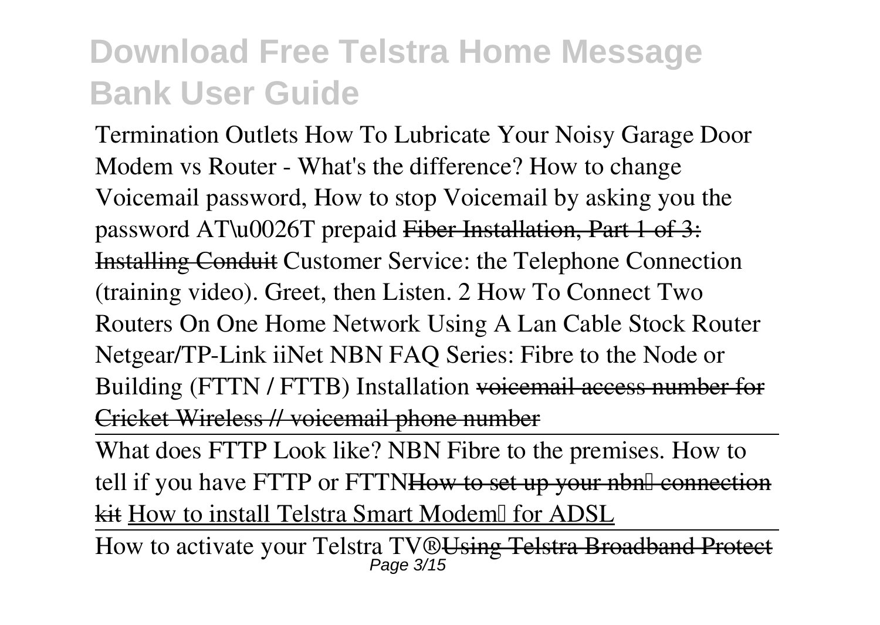# Download Free Telstra Home Message Bank User Guide

Termination Outlets How To Lubricate Your Noisy Garage Door Modem vs Router - What's the difference? How to change Voicemail password, How to stop Voicemail by asking you the password AT\u0026T prepaid ~~Fiber Installation, Part 1 of 3: Installing Conduit~~ Customer Service: the Telephone Connection (training video). Greet, then Listen. 2 How To Connect Two Routers On One Home Network Using A Lan Cable Stock Router Netgear/TP-Link iiNet NBN FAQ Series: Fibre to the Node or Building (FTTN / FTTB) Installation ~~voicemail access number for Cricket Wireless // voicemail phone number~~

What does FTTP Look like? NBN Fibre to the premises. How to tell if you have FTTP or FTTN~~How to set up your nbn™ connection kit~~ How to install Telstra Smart Modem™ for ADSL

How to activate your Telstra TV®~~Using Telstra Broadband Protect~~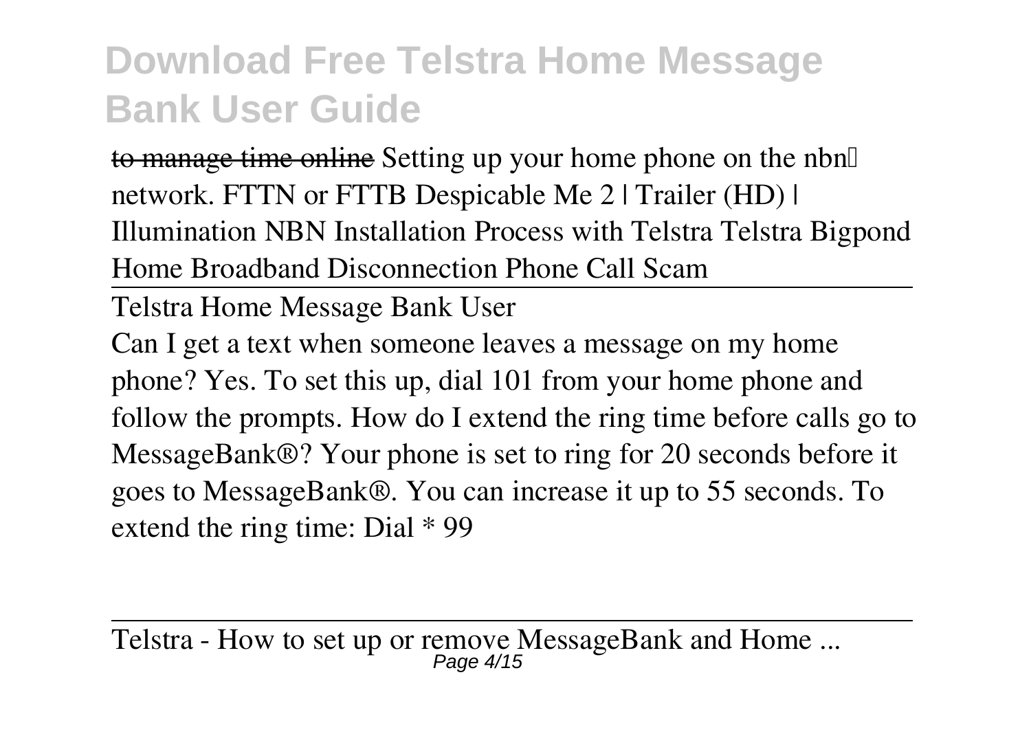~~to manage time online~~ Setting up your home phone on the nbn™ network. FTTN or FTTB Despicable Me 2 | Trailer (HD) | Illumination NBN Installation Process with Telstra Telstra Bigpond Home Broadband Disconnection Phone Call Scam

Telstra Home Message Bank User

Can I get a text when someone leaves a message on my home phone? Yes. To set this up, dial 101 from your home phone and follow the prompts. How do I extend the ring time before calls go to MessageBank®? Your phone is set to ring for 20 seconds before it goes to MessageBank®. You can increase it up to 55 seconds. To extend the ring time: Dial * 99

Telstra - How to set up or remove MessageBank and Home ...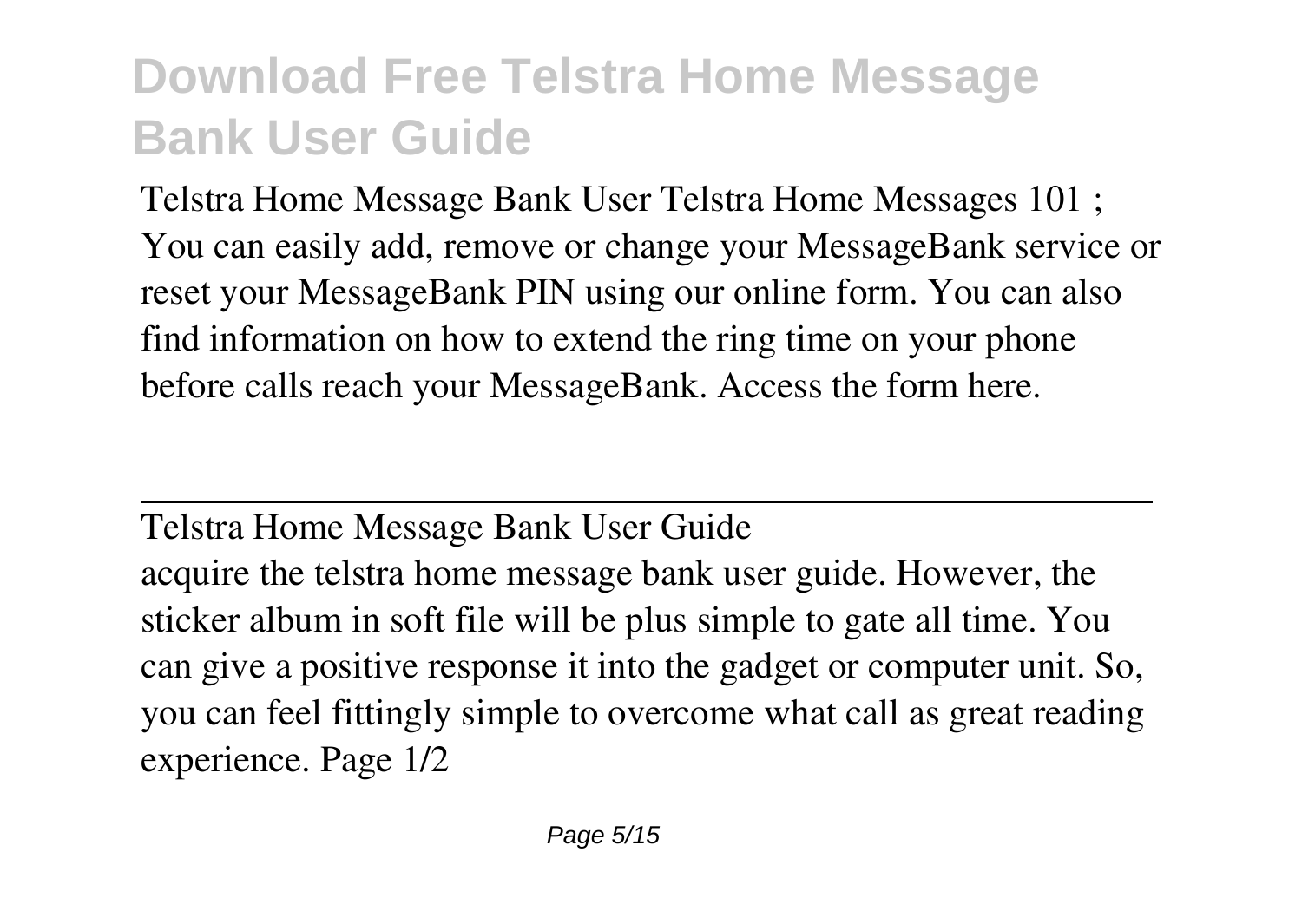Telstra Home Message Bank User Telstra Home Messages 101 ; You can easily add, remove or change your MessageBank service or reset your MessageBank PIN using our online form. You can also find information on how to extend the ring time on your phone before calls reach your MessageBank. Access the form here.

---

Telstra Home Message Bank User Guide

acquire the telstra home message bank user guide. However, the sticker album in soft file will be plus simple to gate all time. You can give a positive response it into the gadget or computer unit. So, you can feel fittingly simple to overcome what call as great reading experience. Page 1/2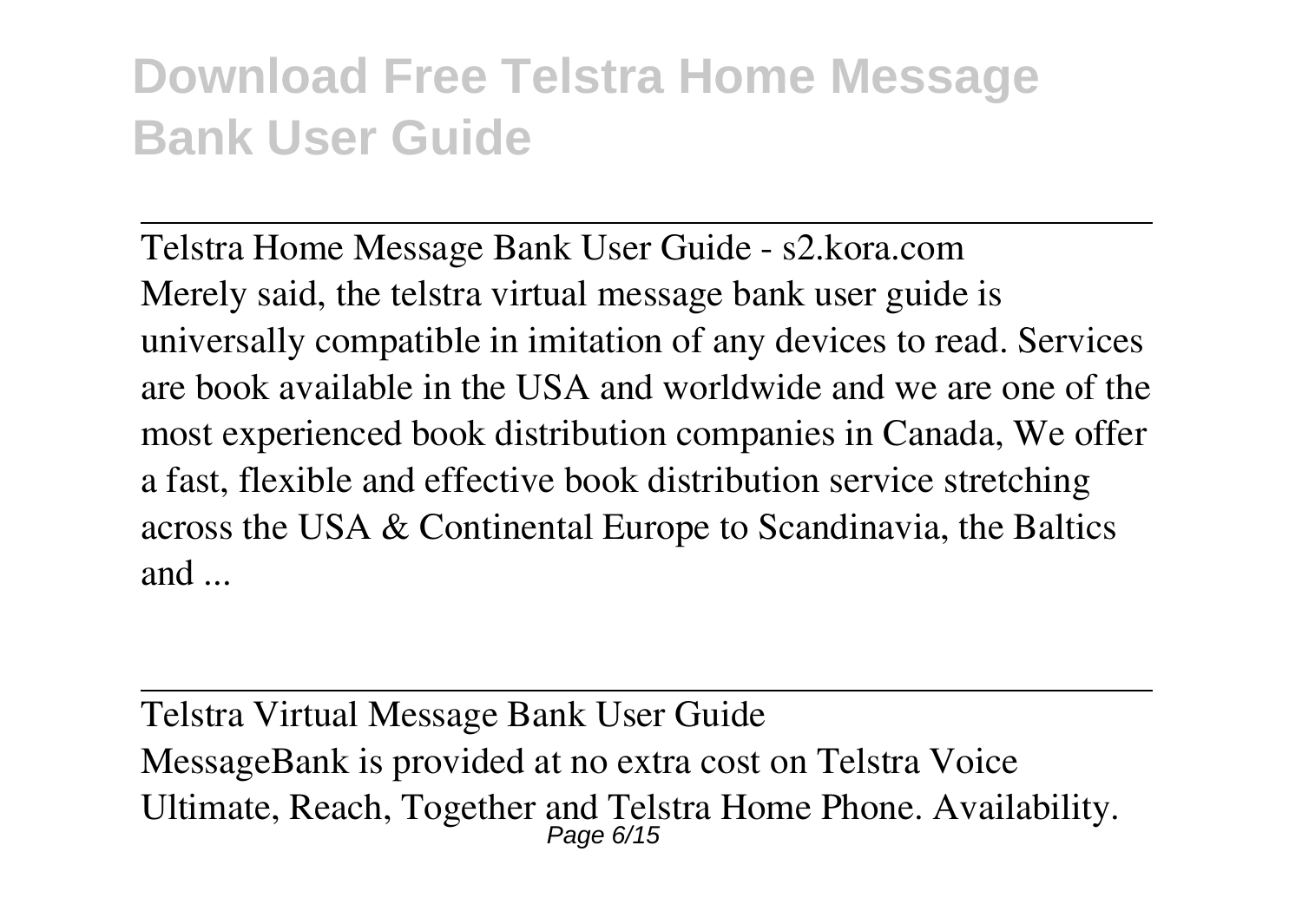Telstra Home Message Bank User Guide - s2.kora.com

Merely said, the telstra virtual message bank user guide is universally compatible in imitation of any devices to read. Services are book available in the USA and worldwide and we are one of the most experienced book distribution companies in Canada, We offer a fast, flexible and effective book distribution service stretching across the USA & Continental Europe to Scandinavia, the Baltics and ...

Telstra Virtual Message Bank User Guide

MessageBank is provided at no extra cost on Telstra Voice Ultimate, Reach, Together and Telstra Home Phone. Availability.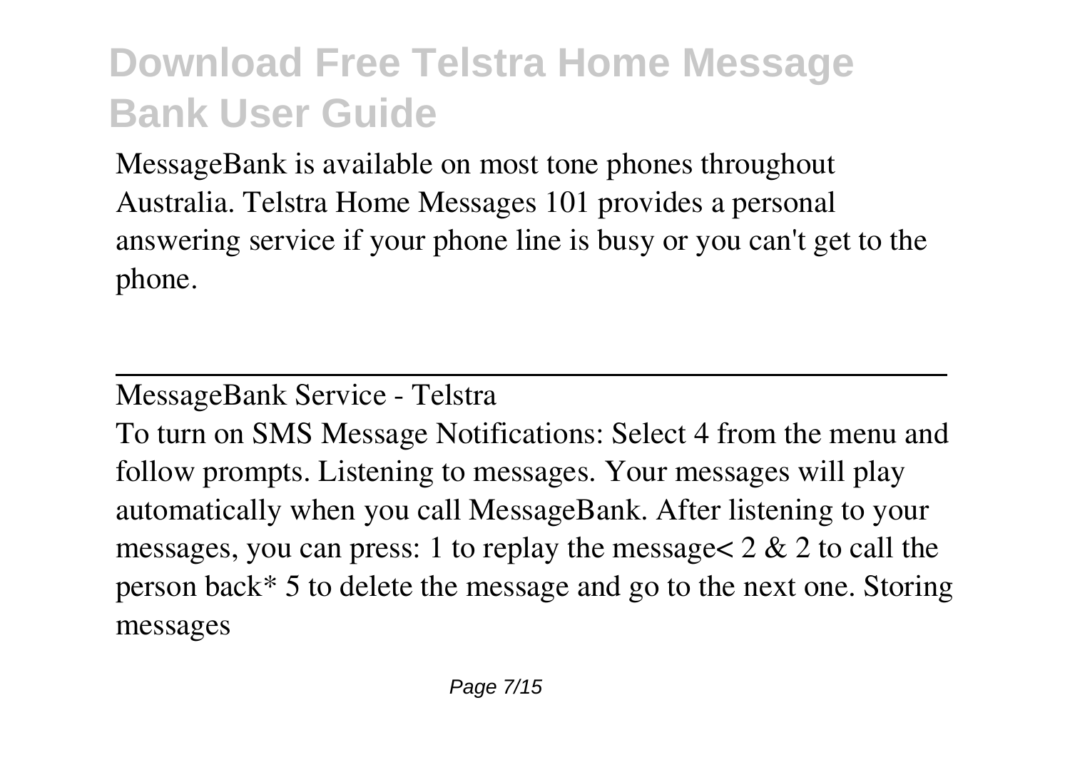MessageBank is available on most tone phones throughout Australia. Telstra Home Messages 101 provides a personal answering service if your phone line is busy or you can't get to the phone.

---

MessageBank Service - Telstra

To turn on SMS Message Notifications: Select 4 from the menu and follow prompts. Listening to messages. Your messages will play automatically when you call MessageBank. After listening to your messages, you can press: 1 to replay the message< 2 & 2 to call the person back* 5 to delete the message and go to the next one. Storing messages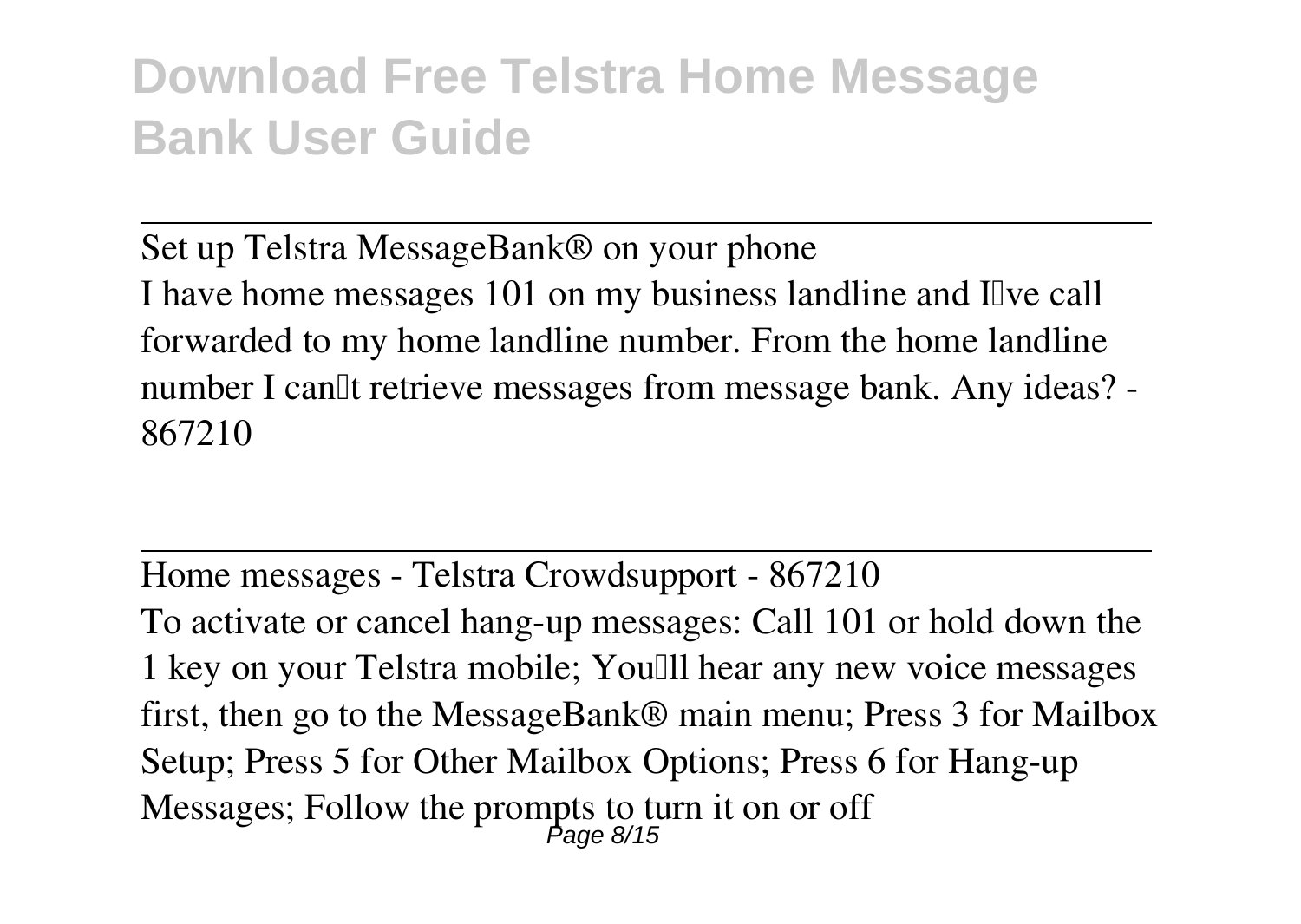Set up Telstra MessageBank® on your phone

I have home messages 101 on my business landline and I've call forwarded to my home landline number. From the home landline number I can't retrieve messages from message bank. Any ideas? - 867210

Home messages - Telstra Crowdsupport - 867210

To activate or cancel hang-up messages: Call 101 or hold down the 1 key on your Telstra mobile; You'll hear any new voice messages first, then go to the MessageBank® main menu; Press 3 for Mailbox Setup; Press 5 for Other Mailbox Options; Press 6 for Hang-up Messages; Follow the prompts to turn it on or off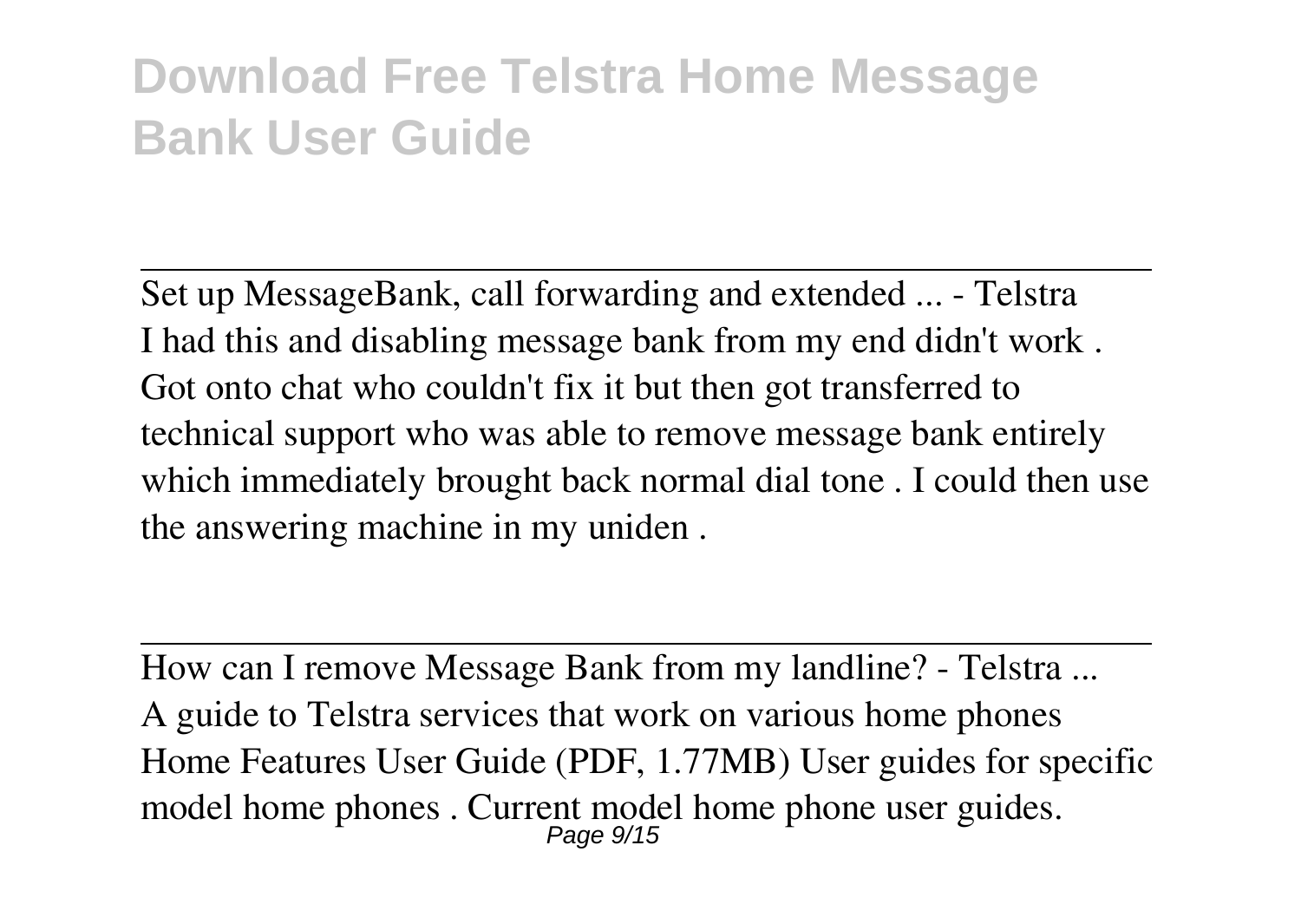Set up MessageBank, call forwarding and extended ... - Telstra

I had this and disabling message bank from my end didn't work . Got onto chat who couldn't fix it but then got transferred to technical support who was able to remove message bank entirely which immediately brought back normal dial tone . I could then use the answering machine in my uniden .

---

How can I remove Message Bank from my landline? - Telstra ...

A guide to Telstra services that work on various home phones Home Features User Guide (PDF, 1.77MB) User guides for specific model home phones . Current model home phone user guides.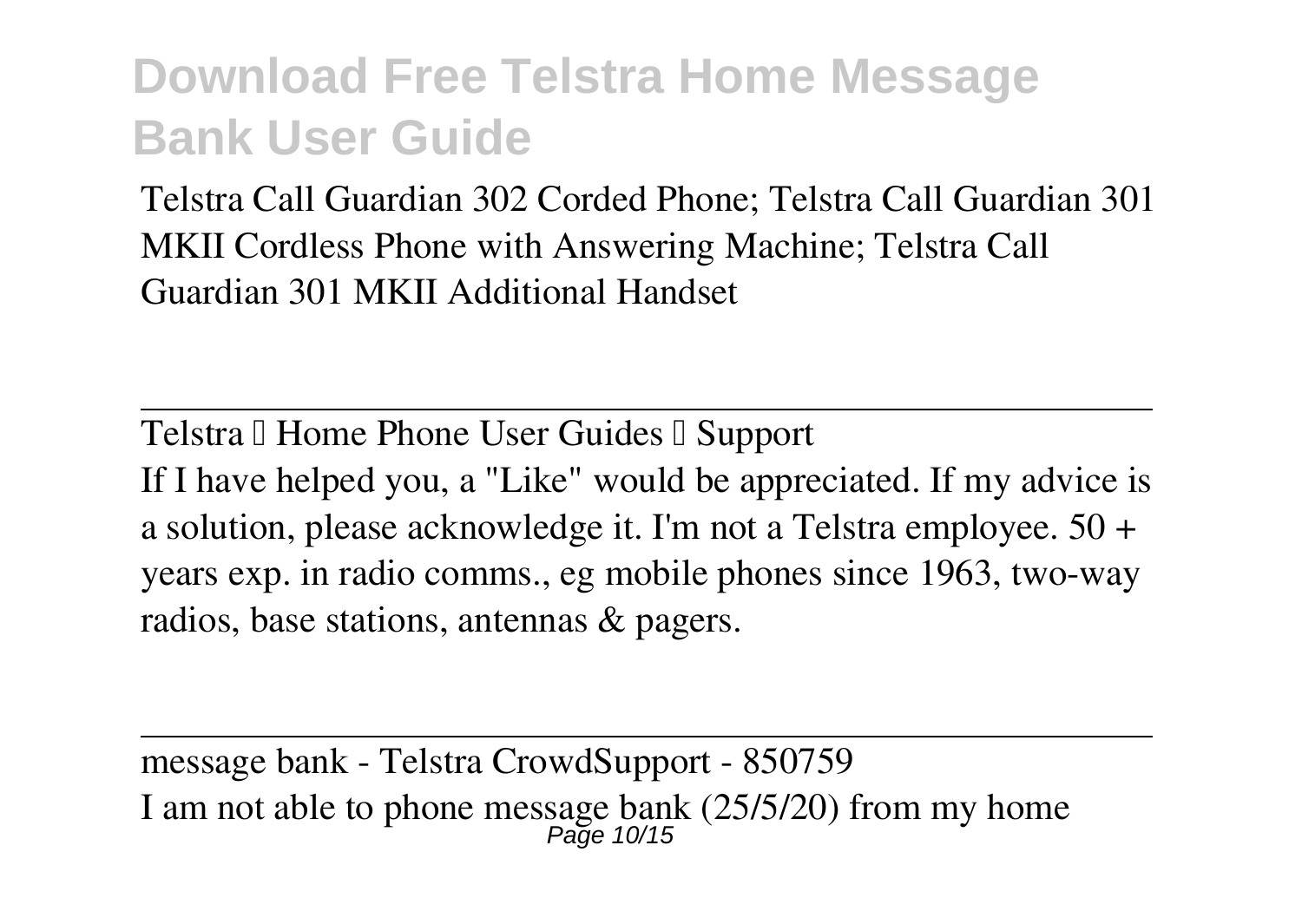Telstra Call Guardian 302 Corded Phone; Telstra Call Guardian 301 MKII Cordless Phone with Answering Machine; Telstra Call Guardian 301 MKII Additional Handset

---

Telstra – Home Phone User Guides – Support

If I have helped you, a "Like" would be appreciated. If my advice is a solution, please acknowledge it. I'm not a Telstra employee. 50 + years exp. in radio comms., eg mobile phones since 1963, two-way radios, base stations, antennas & pagers.

---

message bank - Telstra CrowdSupport - 850759

I am not able to phone message bank (25/5/20) from my home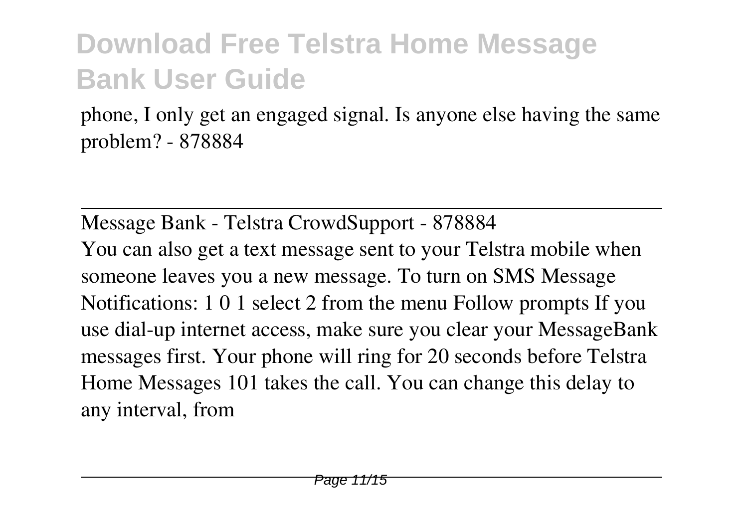phone, I only get an engaged signal. Is anyone else having the same problem? - 878884

---

Message Bank - Telstra CrowdSupport - 878884

You can also get a text message sent to your Telstra mobile when someone leaves you a new message. To turn on SMS Message Notifications: 1 0 1 select 2 from the menu Follow prompts If you use dial-up internet access, make sure you clear your MessageBank messages first. Your phone will ring for 20 seconds before Telstra Home Messages 101 takes the call. You can change this delay to any interval, from

---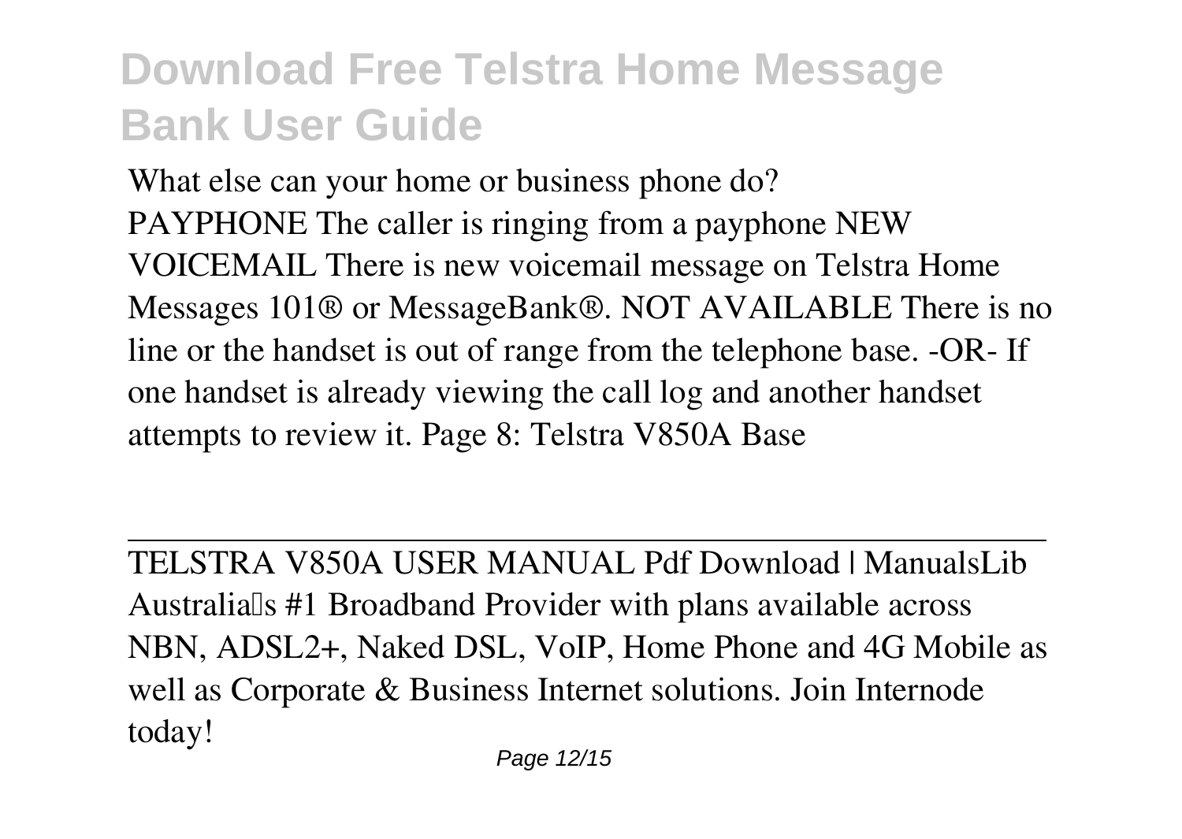What else can your home or business phone do? PAYPHONE The caller is ringing from a payphone NEW VOICEMAIL There is new voicemail message on Telstra Home Messages 101® or MessageBank®. NOT AVAILABLE There is no line or the handset is out of range from the telephone base. -OR- If one handset is already viewing the call log and another handset attempts to review it. Page 8: Telstra V850A Base

TELSTRA V850A USER MANUAL Pdf Download | ManualsLib

Australia's #1 Broadband Provider with plans available across NBN, ADSL2+, Naked DSL, VoIP, Home Phone and 4G Mobile as well as Corporate & Business Internet solutions. Join Internode today!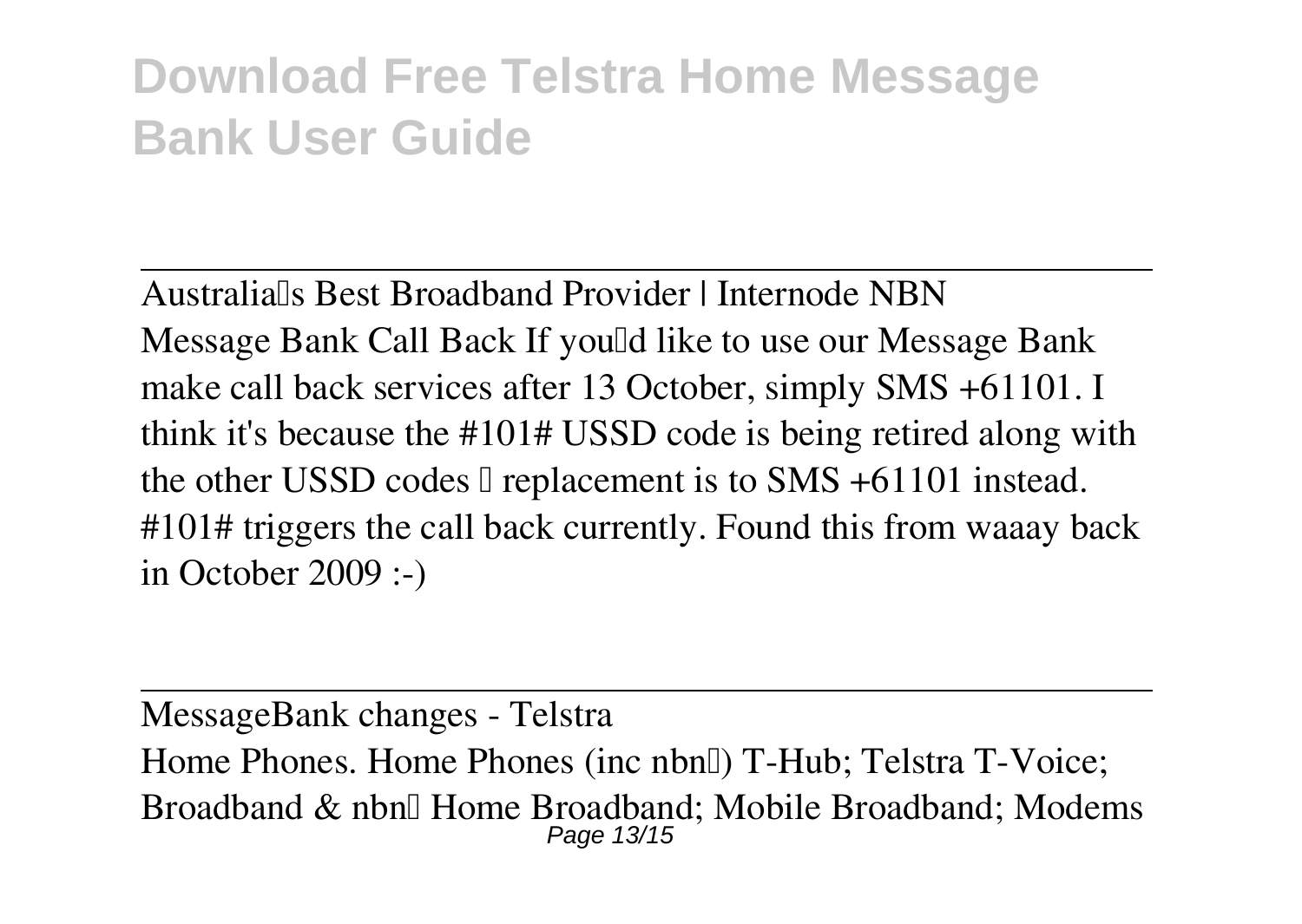Australia's Best Broadband Provider | Internode NBN

Message Bank Call Back If you'd like to use our Message Bank make call back services after 13 October, simply SMS +61101. I think it's because the #101# USSD code is being retired along with the other USSD codes – replacement is to SMS +61101 instead. #101# triggers the call back currently. Found this from waaay back in October 2009 :-)

MessageBank changes - Telstra

Home Phones. Home Phones (inc nbn™) T-Hub; Telstra T-Voice; Broadband & nbn™ Home Broadband; Mobile Broadband; Modems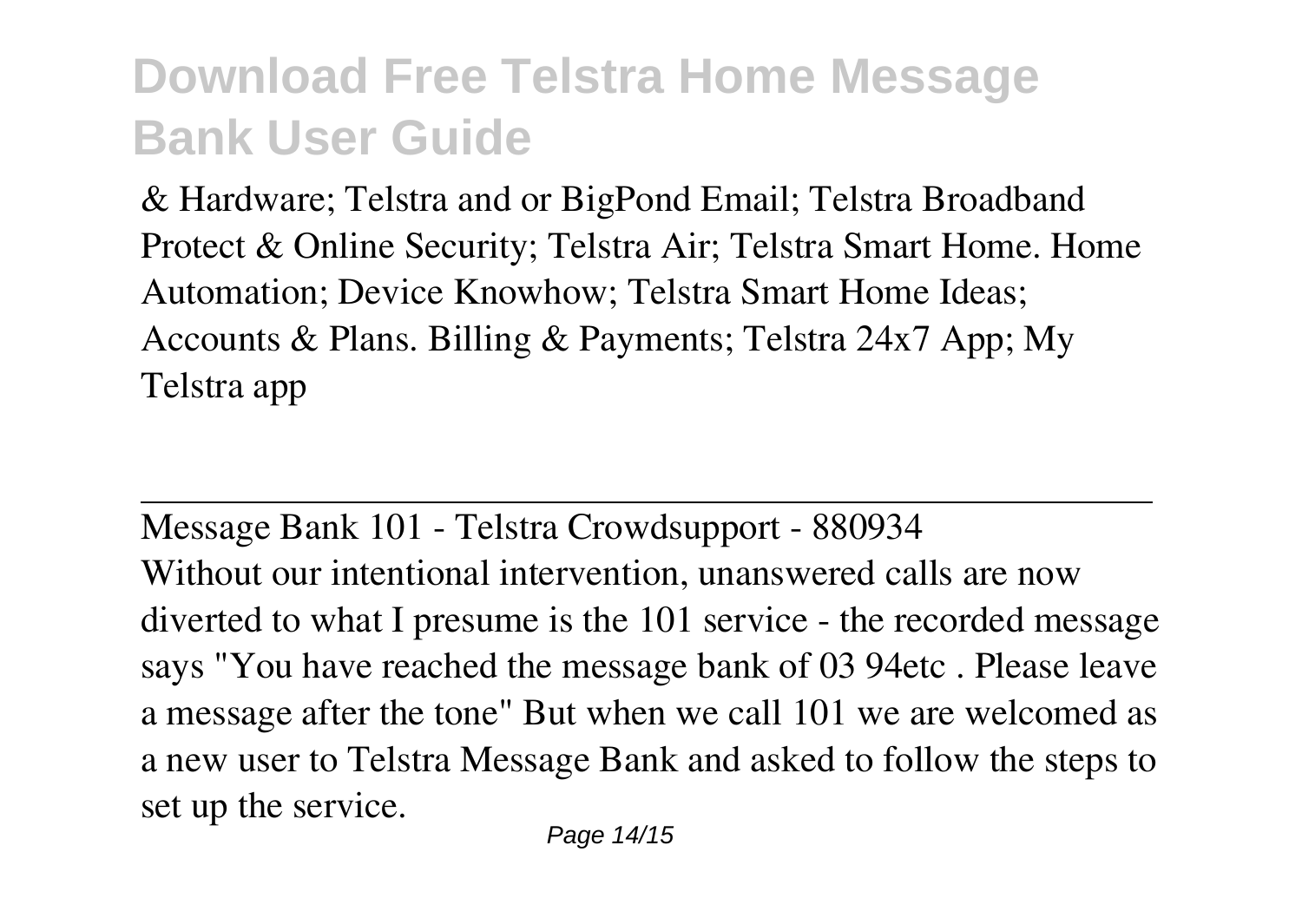& Hardware; Telstra and or BigPond Email; Telstra Broadband Protect & Online Security; Telstra Air; Telstra Smart Home. Home Automation; Device Knowhow; Telstra Smart Home Ideas; Accounts & Plans. Billing & Payments; Telstra 24x7 App; My Telstra app

---

Message Bank 101 - Telstra Crowdsupport - 880934

Without our intentional intervention, unanswered calls are now diverted to what I presume is the 101 service - the recorded message says "You have reached the message bank of 03 94etc . Please leave a message after the tone" But when we call 101 we are welcomed as a new user to Telstra Message Bank and asked to follow the steps to set up the service.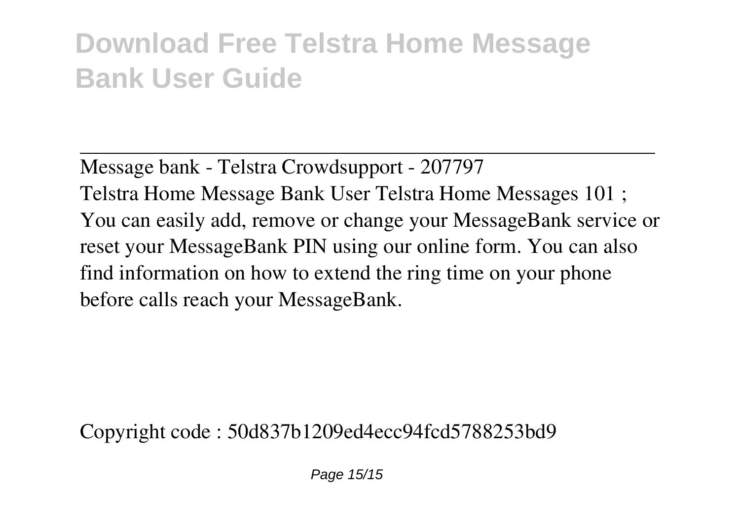Message bank - Telstra Crowdsupport - 207797

Telstra Home Message Bank User Telstra Home Messages 101 ; You can easily add, remove or change your MessageBank service or reset your MessageBank PIN using our online form. You can also find information on how to extend the ring time on your phone before calls reach your MessageBank.

Copyright code : 50d837b1209ed4ecc94fcd5788253bd9